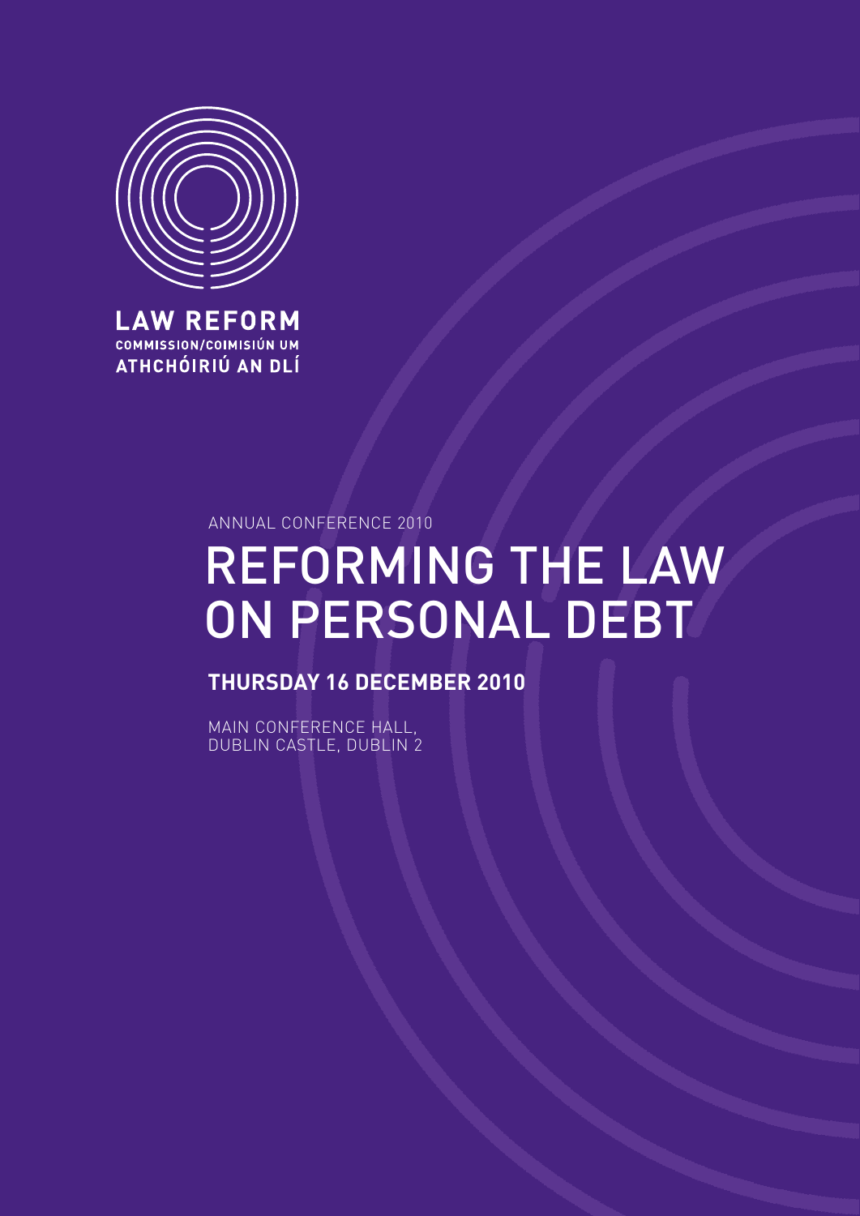**LAW REFORM**
**COMMISSION/COIMISIÚN UM**
**ATHCHÓIRIÚ AN DLÍ**

ANNUAL CONFERENCE 2010

# REFORMING THE LAW ON PERSONAL DEBT

## THURSDAY 16 DECEMBER 2010

MAIN CONFERENCE HALL,
DUBLIN CASTLE, DUBLIN 2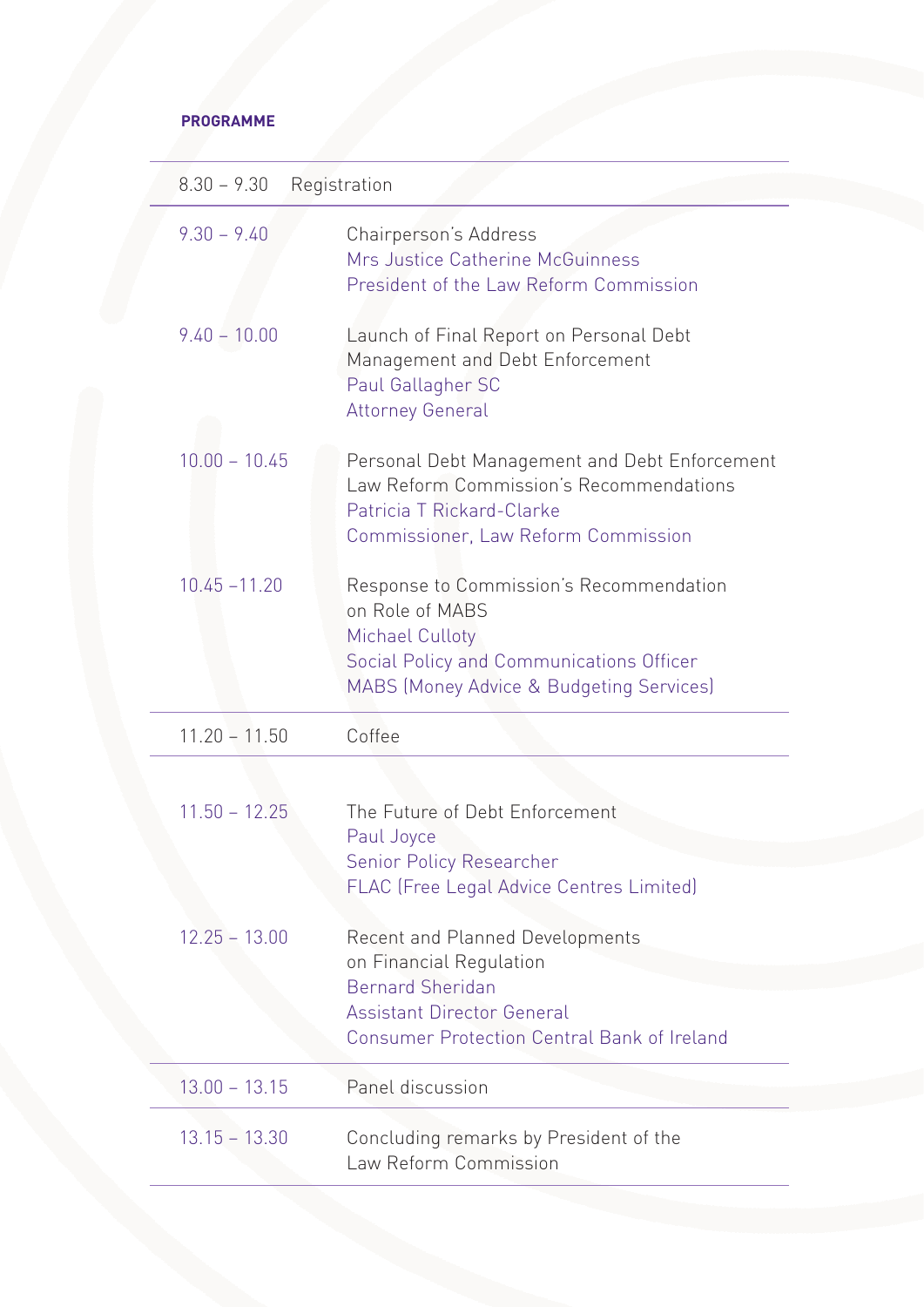**PROGRAMME**

| Time | Session |
|---|---|
| 8.30 – 9.30 | Registration |
| 9.30 – 9.40 | Chairperson's Address<br>Mrs Justice Catherine McGuinness<br>President of the Law Reform Commission |
| 9.40 – 10.00 | Launch of Final Report on Personal Debt Management and Debt Enforcement<br>Paul Gallagher SC<br>Attorney General |
| 10.00 – 10.45 | Personal Debt Management and Debt Enforcement Law Reform Commission's Recommendations<br>Patricia T Rickard-Clarke<br>Commissioner, Law Reform Commission |
| 10.45 –11.20 | Response to Commission's Recommendation on Role of MABS<br>Michael Culloty<br>Social Policy and Communications Officer<br>MABS (Money Advice & Budgeting Services) |
| 11.20 – 11.50 | Coffee |
| 11.50 – 12.25 | The Future of Debt Enforcement<br>Paul Joyce<br>Senior Policy Researcher<br>FLAC (Free Legal Advice Centres Limited) |
| 12.25 – 13.00 | Recent and Planned Developments on Financial Regulation<br>Bernard Sheridan<br>Assistant Director General<br>Consumer Protection Central Bank of Ireland |
| 13.00 – 13.15 | Panel discussion |
| 13.15 – 13.30 | Concluding remarks by President of the Law Reform Commission |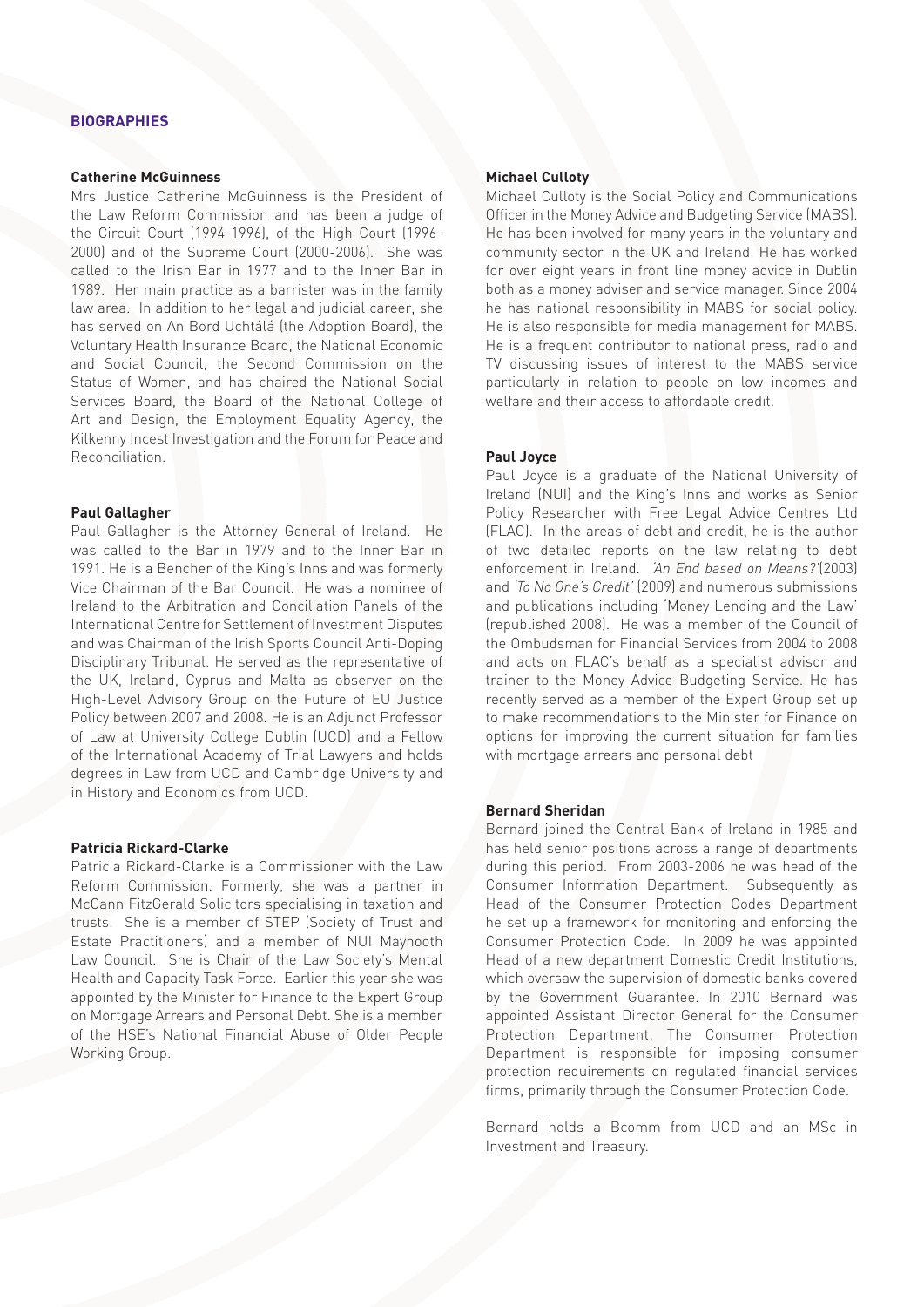## BIOGRAPHIES

### Catherine McGuinness

Mrs Justice Catherine McGuinness is the President of the Law Reform Commission and has been a judge of the Circuit Court (1994-1996), of the High Court (1996-2000) and of the Supreme Court (2000-2006). She was called to the Irish Bar in 1977 and to the Inner Bar in 1989. Her main practice as a barrister was in the family law area. In addition to her legal and judicial career, she has served on An Bord Uchtálá (the Adoption Board), the Voluntary Health Insurance Board, the National Economic and Social Council, the Second Commission on the Status of Women, and has chaired the National Social Services Board, the Board of the National College of Art and Design, the Employment Equality Agency, the Kilkenny Incest Investigation and the Forum for Peace and Reconciliation.

### Paul Gallagher

Paul Gallagher is the Attorney General of Ireland. He was called to the Bar in 1979 and to the Inner Bar in 1991. He is a Bencher of the King's Inns and was formerly Vice Chairman of the Bar Council. He was a nominee of Ireland to the Arbitration and Conciliation Panels of the International Centre for Settlement of Investment Disputes and was Chairman of the Irish Sports Council Anti-Doping Disciplinary Tribunal. He served as the representative of the UK, Ireland, Cyprus and Malta as observer on the High-Level Advisory Group on the Future of EU Justice Policy between 2007 and 2008. He is an Adjunct Professor of Law at University College Dublin (UCD) and a Fellow of the International Academy of Trial Lawyers and holds degrees in Law from UCD and Cambridge University and in History and Economics from UCD.

### Patricia Rickard-Clarke

Patricia Rickard-Clarke is a Commissioner with the Law Reform Commission. Formerly, she was a partner in McCann FitzGerald Solicitors specialising in taxation and trusts. She is a member of STEP (Society of Trust and Estate Practitioners) and a member of NUI Maynooth Law Council. She is Chair of the Law Society's Mental Health and Capacity Task Force. Earlier this year she was appointed by the Minister for Finance to the Expert Group on Mortgage Arrears and Personal Debt. She is a member of the HSE's National Financial Abuse of Older People Working Group.

### Michael Culloty

Michael Culloty is the Social Policy and Communications Officer in the Money Advice and Budgeting Service (MABS). He has been involved for many years in the voluntary and community sector in the UK and Ireland. He has worked for over eight years in front line money advice in Dublin both as a money adviser and service manager. Since 2004 he has national responsibility in MABS for social policy. He is also responsible for media management for MABS. He is a frequent contributor to national press, radio and TV discussing issues of interest to the MABS service particularly in relation to people on low incomes and welfare and their access to affordable credit.

### Paul Joyce

Paul Joyce is a graduate of the National University of Ireland (NUI) and the King's Inns and works as Senior Policy Researcher with Free Legal Advice Centres Ltd (FLAC). In the areas of debt and credit, he is the author of two detailed reports on the law relating to debt enforcement in Ireland. *'An End based on Means?'*(2003) and *'To No One's Credit'* (2009) and numerous submissions and publications including 'Money Lending and the Law' (republished 2008). He was a member of the Council of the Ombudsman for Financial Services from 2004 to 2008 and acts on FLAC's behalf as a specialist advisor and trainer to the Money Advice Budgeting Service. He has recently served as a member of the Expert Group set up to make recommendations to the Minister for Finance on options for improving the current situation for families with mortgage arrears and personal debt

### Bernard Sheridan

Bernard joined the Central Bank of Ireland in 1985 and has held senior positions across a range of departments during this period. From 2003-2006 he was head of the Consumer Information Department. Subsequently as Head of the Consumer Protection Codes Department he set up a framework for monitoring and enforcing the Consumer Protection Code. In 2009 he was appointed Head of a new department Domestic Credit Institutions, which oversaw the supervision of domestic banks covered by the Government Guarantee. In 2010 Bernard was appointed Assistant Director General for the Consumer Protection Department. The Consumer Protection Department is responsible for imposing consumer protection requirements on regulated financial services firms, primarily through the Consumer Protection Code.

Bernard holds a Bcomm from UCD and an MSc in Investment and Treasury.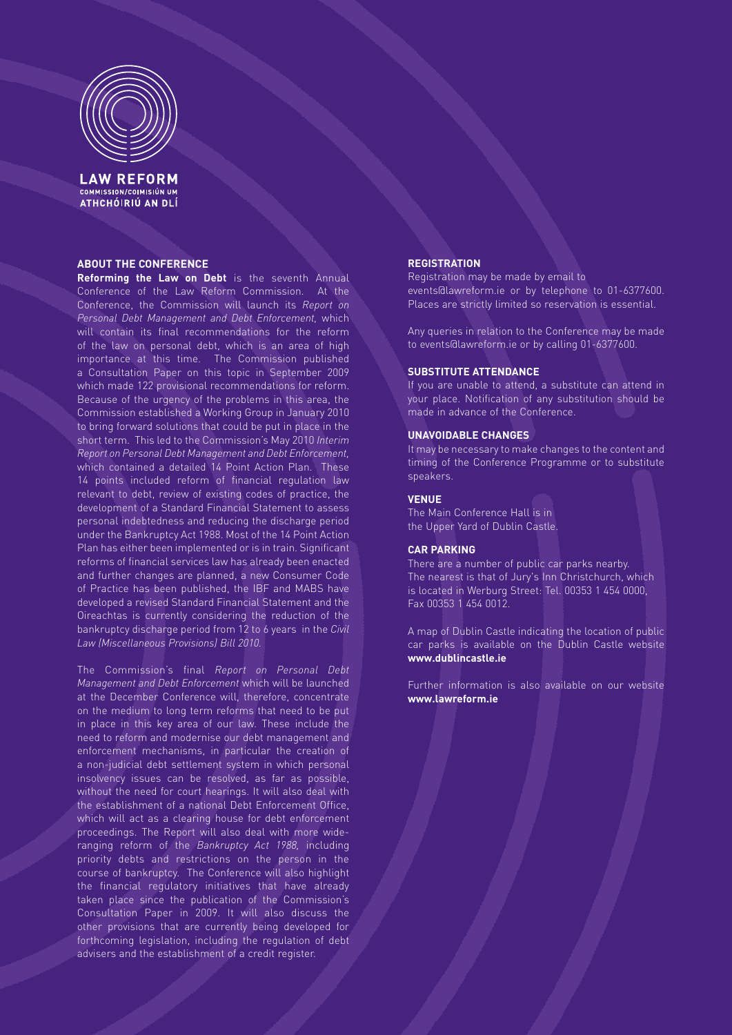**LAW REFORM**
COMMISSION/COIMISIÚN UM
ATHCHÓIRIÚ AN DLÍ

## ABOUT THE CONFERENCE

**Reforming the Law on Debt** is the seventh Annual Conference of the Law Reform Commission. At the Conference, the Commission will launch its *Report on Personal Debt Management and Debt Enforcement,* which will contain its final recommendations for the reform of the law on personal debt, which is an area of high importance at this time. The Commission published a Consultation Paper on this topic in September 2009 which made 122 provisional recommendations for reform. Because of the urgency of the problems in this area, the Commission established a Working Group in January 2010 to bring forward solutions that could be put in place in the short term. This led to the Commission's May 2010 *Interim Report on Personal Debt Management and Debt Enforcement,* which contained a detailed 14 Point Action Plan. These 14 points included reform of financial regulation law relevant to debt, review of existing codes of practice, the development of a Standard Financial Statement to assess personal indebtedness and reducing the discharge period under the Bankruptcy Act 1988. Most of the 14 Point Action Plan has either been implemented or is in train. Significant reforms of financial services law has already been enacted and further changes are planned, a new Consumer Code of Practice has been published, the IBF and MABS have developed a revised Standard Financial Statement and the Oireachtas is currently considering the reduction of the bankruptcy discharge period from 12 to 6 years in the *Civil Law (Miscellaneous Provisions) Bill 2010.*

The Commission's final *Report on Personal Debt Management and Debt Enforcement* which will be launched at the December Conference will, therefore, concentrate on the medium to long term reforms that need to be put in place in this key area of our law. These include the need to reform and modernise our debt management and enforcement mechanisms, in particular the creation of a non-judicial debt settlement system in which personal insolvency issues can be resolved, as far as possible, without the need for court hearings. It will also deal with the establishment of a national Debt Enforcement Office, which will act as a clearing house for debt enforcement proceedings. The Report will also deal with more wide-ranging reform of the *Bankruptcy Act 1988,* including priority debts and restrictions on the person in the course of bankruptcy. The Conference will also highlight the financial regulatory initiatives that have already taken place since the publication of the Commission's Consultation Paper in 2009. It will also discuss the other provisions that are currently being developed for forthcoming legislation, including the regulation of debt advisers and the establishment of a credit register.

## REGISTRATION

Registration may be made by email to events@lawreform.ie or by telephone to 01-6377600. Places are strictly limited so reservation is essential.

Any queries in relation to the Conference may be made to events@lawreform.ie or by calling 01-6377600.

## SUBSTITUTE ATTENDANCE

If you are unable to attend, a substitute can attend in your place. Notification of any substitution should be made in advance of the Conference.

## UNAVOIDABLE CHANGES

It may be necessary to make changes to the content and timing of the Conference Programme or to substitute speakers.

## VENUE

The Main Conference Hall is in the Upper Yard of Dublin Castle.

## CAR PARKING

There are a number of public car parks nearby. The nearest is that of Jury's Inn Christchurch, which is located in Werburg Street: Tel. 00353 1 454 0000, Fax 00353 1 454 0012.

A map of Dublin Castle indicating the location of public car parks is available on the Dublin Castle website **www.dublincastle.ie**

Further information is also available on our website **www.lawreform.ie**